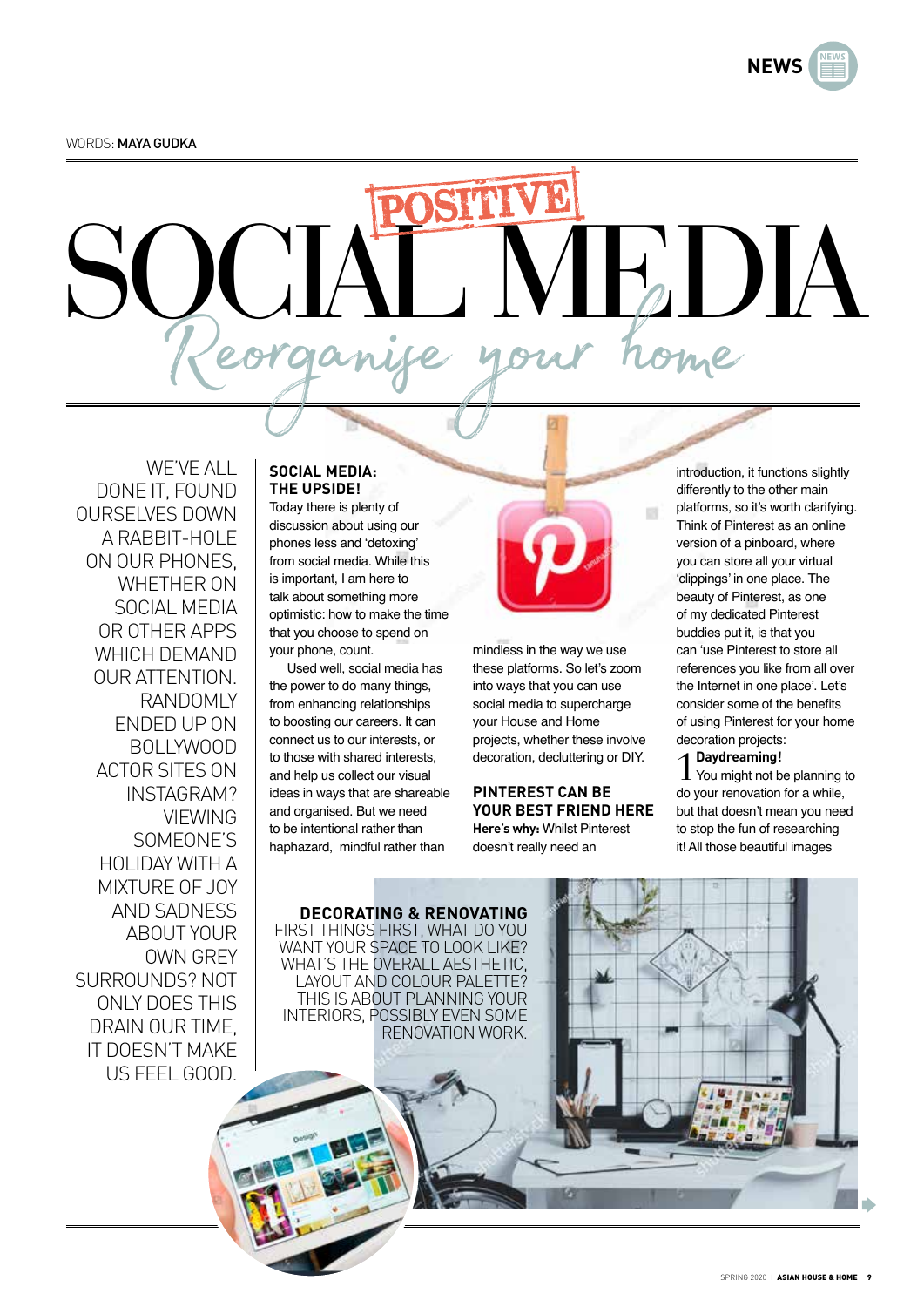WORDS: MAYA GUDKA

# POSITIVE SOCIAL MEDIA

## Reorganise your home

WE'VE ALL DONE IT, FOUND OURSELVES DOWN A RABBIT-HOLE ON OUR PHONES, WHETHER ON SOCIAL MEDIA OR OTHER APPS WHICH DEMAND OUR ATTENTION. RANDOMLY ENDED UP ON BOLLYWOOD ACTOR SITES ON INSTAGRAM? VIEWING SOMEONE'S HOLIDAY WITH A MIXTURE OF JOY AND SADNESS ABOUT YOUR OWN GREY SURROUNDS? NOT ONLY DOES THIS DRAIN OUR TIME, IT DOESN'T MAKE US FEEL GOOD.

### SOCIAL MEDIA: THE UPSIDE!

Today there is plenty of discussion about using our phones less and 'detoxing' from social media. While this is important, I am here to talk about something more optimistic: how to make the time that you choose to spend on your phone, count.

Used well, social media has the power to do many things, from enhancing relationships to boosting our careers. It can connect us to our interests, or to those with shared interests, and help us collect our visual ideas in ways that are shareable and organised. But we need to be intentional rather than haphazard, mindful rather than mindless in the way we use these platforms. So let's zoom into ways that you can use social media to supercharge your House and Home projects, whether these involve decoration, decluttering or DIY.

### PINTEREST CAN BE YOUR BEST FRIEND HERE

**Here's why:** Whilst Pinterest doesn't really need an introduction, it functions slightly differently to the other main platforms, so it's worth clarifying. Think of Pinterest as an online version of a pinboard, where you can store all your virtual 'clippings' in one place. The beauty of Pinterest, as one of my dedicated Pinterest buddies put it, is that you can 'use Pinterest to store all references you like from all over the Internet in one place'. Let's consider some of the benefits of using Pinterest for your home decoration projects:

1. **Daydreaming!** You might not be planning to do your renovation for a while, but that doesn't mean you need to stop the fun of researching it! All those beautiful images

**DECORATING & RENOVATING**
FIRST THINGS FIRST, WHAT DO YOU WANT YOUR SPACE TO LOOK LIKE? WHAT'S THE OVERALL AESTHETIC, LAYOUT AND COLOUR PALETTE? THIS IS ABOUT PLANNING YOUR INTERIORS, POSSIBLY EVEN SOME RENOVATION WORK.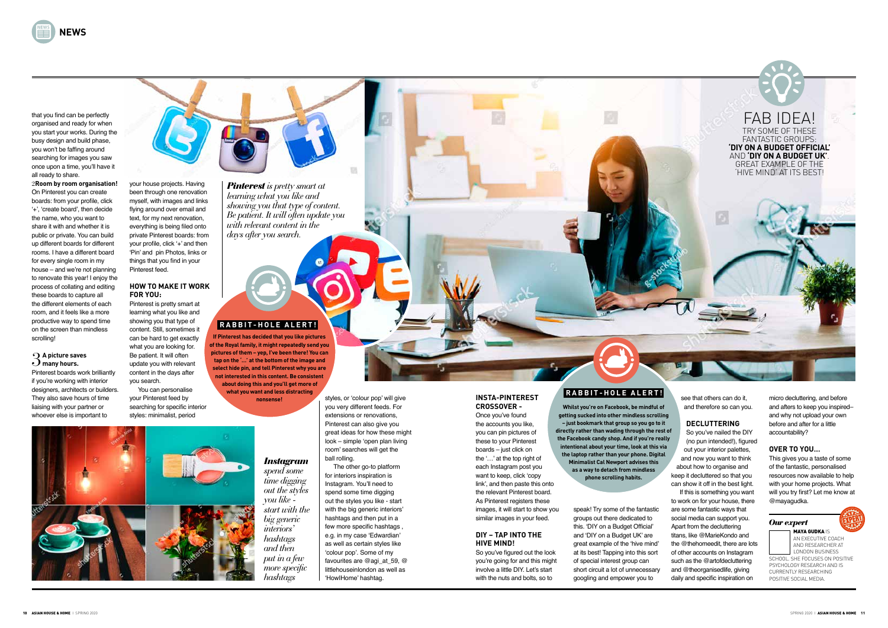that you find can be perfectly organised and ready for when you start your works. During the busy design and build phase, you won't be faffing around searching for images you saw once upon a time, you'll have it all ready to share.

2 **Room by room organisation!**
On Pinterest you can create boards: from your profile, click '+', 'create board', then decide the name, who you want to share it with and whether it is public or private. You can build up different boards for different rooms. I have a different board for every single room in my house – and we're not planning to renovate this year! I enjoy the process of collating and editing these boards to capture all the different elements of each room, and it feels like a more productive way to spend time on the screen than mindless scrolling!

3 **A picture saves many hours.**
Pinterest boards work brilliantly if you're working with interior designers, architects or builders. They also save hours of time liaising with your partner or whoever else is important to your house projects. Having been through one renovation myself, with images and links flying around over email and text, for my next renovation, everything is being filed onto private Pinterest boards: from your profile, click '+' and then 'Pin' and pin Photos, links or things that you find in your Pinterest feed.

### HOW TO MAKE IT WORK FOR YOU:

Pinterest is pretty smart at learning what you like and showing you that type of content. Still, sometimes it can be hard to get exactly what you are looking for. Be patient. It will often update you with relevant content in the days after you search.

You can personalise your Pinterest feed by searching for specific interior styles: minimalist, period styles, or 'colour pop' will give you very different feeds. For extensions or renovations, Pinterest can also give you great ideas for how these might look – simple 'open plan living room' searches will get the ball rolling.

The other go-to platform for interiors inspiration is Instagram. You'll need to spend some time digging out the styles you like - start with the big generic interiors' hashtags and then put in a few more specific hashtags , e.g. in my case 'Edwardian' as well as certain styles like 'colour pop'. Some of my favourites are @agi_at_59, @ littlehouseinlondon as well as 'HowlHome' hashtag.

*__Pinterest__ is pretty smart at learning what you like and showing you that type of content. Be patient. It will often update you with relevant content in the days after you search.*

**RABBIT-HOLE ALERT!**

**If Pinterest has decided that you like pictures of the Royal family, it might repeatedly send you pictures of them – yep, I've been there! You can tap on the '...' at the bottom of the image and select hide pin, and tell Pinterest why you are not interested in this content. Be consistent about doing this and you'll get more of what you want and less distracting nonsense!**

*__Instagram__ spend some time digging out the styles you like - start with the big generic interiors' hashtags and then put in a few more specific hashtags*

### INSTA-PINTEREST CROSSOVER -

Once you've found the accounts you like, you can pin pictures of these to your Pinterest boards – just click on the '…' at the top right of each Instagram post you want to keep, click 'copy link', and then paste this onto the relevant Pinterest board. As Pinterest registers these images, it will start to show you similar images in your feed.

### DIY – TAP INTO THE HIVE MIND!

So you've figured out the look you're going for and this might involve a little DIY. Let's start with the nuts and bolts, so to speak! Try some of the fantastic groups out there dedicated to this. 'DIY on a Budget Official' and 'DIY on a Budget UK' are great example of the 'hive mind' at its best! Tapping into this sort of special interest group can short circuit a lot of unnecessary googling and empower you to see that others can do it, and therefore so can you.

**RABBIT-HOLE ALERT!**

**Whilst you're on Facebook, be mindful of getting sucked into other mindless scrolling – just bookmark that group so you go to it directly rather than wading through the rest of the Facebook candy shop. And if you're really intentional about your time, look at this via the laptop rather than your phone. Digital Minimalist Cal Newport advises this as a way to detach from mindless phone scrolling habits.**

### DECLUTTERING

So you've nailed the DIY (no pun intended!), figured out your interior palettes, and now you want to think about how to organise and keep it decluttered so that you can show it off in the best light.

If this is something you want to work on for your house, there are some fantastic ways that social media can support you. Apart from the decluttering titans, like @MarieKondo and the @thehomeedit, there are lots of other accounts on Instagram such as the @artofdecluttering and @theorganisedlife, giving daily and specific inspiration on micro decluttering, and before and afters to keep you inspired– and why not upload your own before and after for a little accountability?

### OVER TO YOU...

This gives you a taste of some of the fantastic, personalised resources now available to help with your home projects. What will you try first? Let me know at @mayagudka.

**FAB IDEA!**
TRY SOME OF THESE FANTASTIC GROUPS: **'DIY ON A BUDGET OFFICIAL'** AND **'DIY ON A BUDGET UK'**. GREAT EXAMPLE OF THE 'HIVE MIND' AT ITS BEST!

***Our expert***
**MAYA GUDKA** IS AN EXECUTIVE COACH AND RESEARCHER AT LONDON BUSINESS SCHOOL. SHE FOCUSES ON POSITIVE PSYCHOLOGY RESEARCH AND IS CURRENTLY RESEARCHING POSITIVE SOCIAL MEDIA.